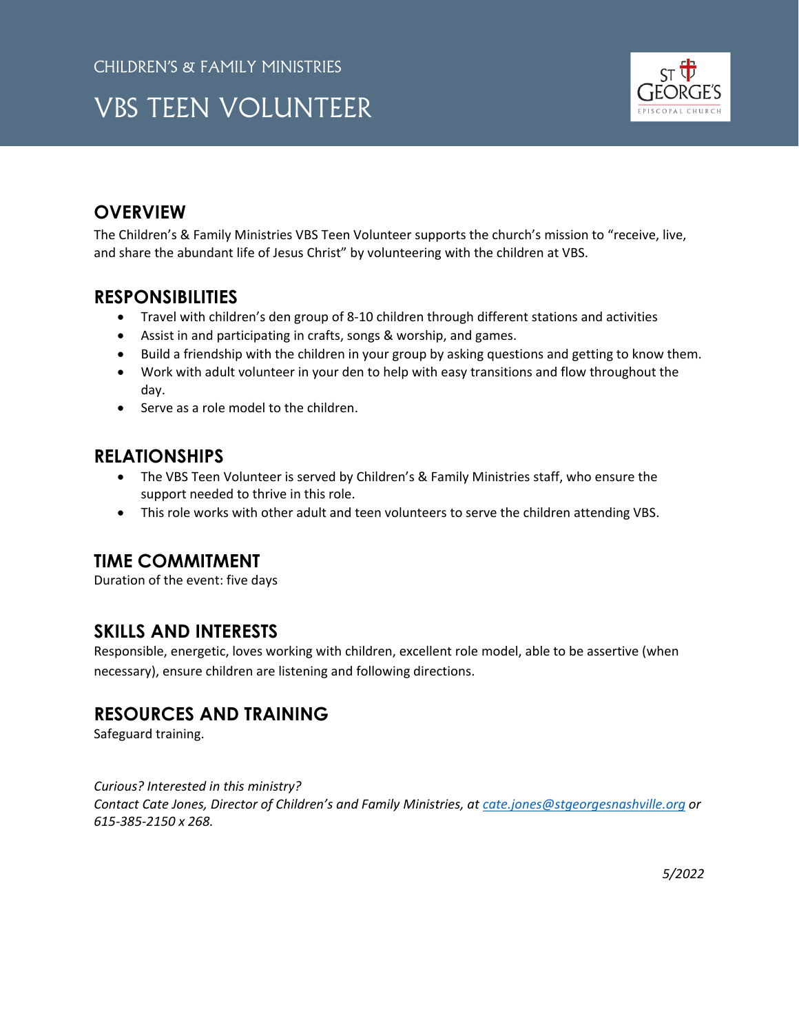CHILDREN'S & FAMILY MINISTRIES

# VBS TEEN VOLUNTEER

## OVERVIEW

The Children's & Family Ministries VBS Teen Volunteer supports the church's mission to "receive, live, and share the abundant life of Jesus Christ" by volunteering with the children at VBS.

## RESPONSIBILITIES

- Travel with children's den group of 8-10 children through different stations and activities
- Assist in and participating in crafts, songs & worship, and games.
- Build a friendship with the children in your group by asking questions and getting to know them.
- Work with adult volunteer in your den to help with easy transitions and flow throughout the day.
- Serve as a role model to the children.

## RELATIONSHIPS

- The VBS Teen Volunteer is served by Children's & Family Ministries staff, who ensure the support needed to thrive in this role.
- This role works with other adult and teen volunteers to serve the children attending VBS.

## TIME COMMITMENT

Duration of the event: five days

## SKILLS AND INTERESTS

Responsible, energetic, loves working with children, excellent role model, able to be assertive (when necessary), ensure children are listening and following directions.

## RESOURCES AND TRAINING

Safeguard training.

*Curious? Interested in this ministry?*
*Contact Cate Jones, Director of Children's and Family Ministries, at [cate.jones@stgeorgesnashville.org](mailto:cate.jones@stgeorgesnashville.org) or 615-385-2150 x 268.*

*5/2022*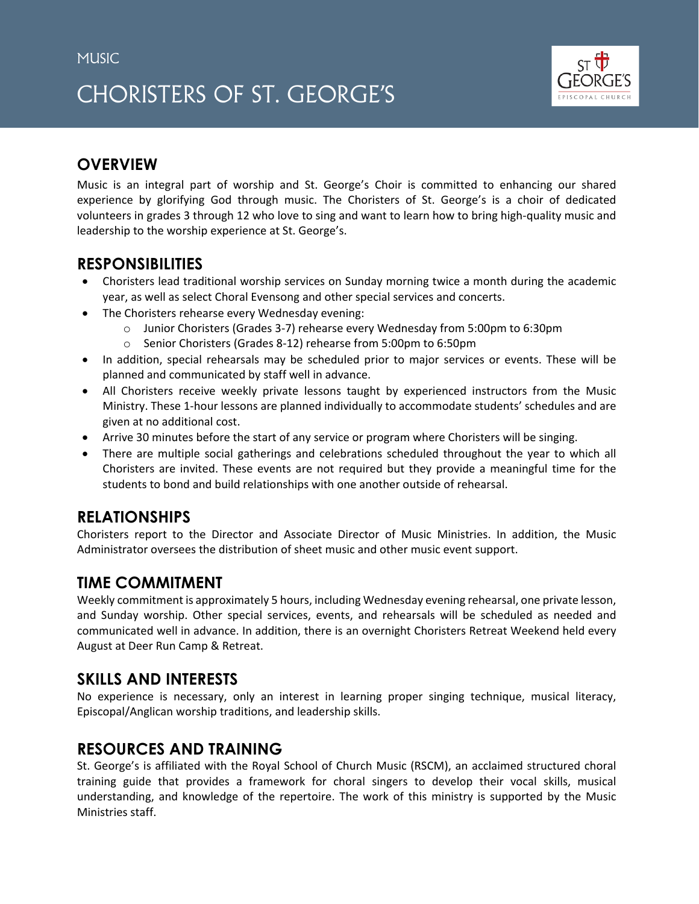MUSIC

# CHORISTERS OF ST. GEORGE'S

## OVERVIEW

Music is an integral part of worship and St. George's Choir is committed to enhancing our shared experience by glorifying God through music. The Choristers of St. George's is a choir of dedicated volunteers in grades 3 through 12 who love to sing and want to learn how to bring high-quality music and leadership to the worship experience at St. George's.

## RESPONSIBILITIES

- Choristers lead traditional worship services on Sunday morning twice a month during the academic year, as well as select Choral Evensong and other special services and concerts.
- The Choristers rehearse every Wednesday evening:
  - Junior Choristers (Grades 3-7) rehearse every Wednesday from 5:00pm to 6:30pm
  - Senior Choristers (Grades 8-12) rehearse from 5:00pm to 6:50pm
- In addition, special rehearsals may be scheduled prior to major services or events. These will be planned and communicated by staff well in advance.
- All Choristers receive weekly private lessons taught by experienced instructors from the Music Ministry. These 1-hour lessons are planned individually to accommodate students' schedules and are given at no additional cost.
- Arrive 30 minutes before the start of any service or program where Choristers will be singing.
- There are multiple social gatherings and celebrations scheduled throughout the year to which all Choristers are invited. These events are not required but they provide a meaningful time for the students to bond and build relationships with one another outside of rehearsal.

## RELATIONSHIPS

Choristers report to the Director and Associate Director of Music Ministries. In addition, the Music Administrator oversees the distribution of sheet music and other music event support.

## TIME COMMITMENT

Weekly commitment is approximately 5 hours, including Wednesday evening rehearsal, one private lesson, and Sunday worship. Other special services, events, and rehearsals will be scheduled as needed and communicated well in advance. In addition, there is an overnight Choristers Retreat Weekend held every August at Deer Run Camp & Retreat.

## SKILLS AND INTERESTS

No experience is necessary, only an interest in learning proper singing technique, musical literacy, Episcopal/Anglican worship traditions, and leadership skills.

## RESOURCES AND TRAINING

St. George's is affiliated with the Royal School of Church Music (RSCM), an acclaimed structured choral training guide that provides a framework for choral singers to develop their vocal skills, musical understanding, and knowledge of the repertoire. The work of this ministry is supported by the Music Ministries staff.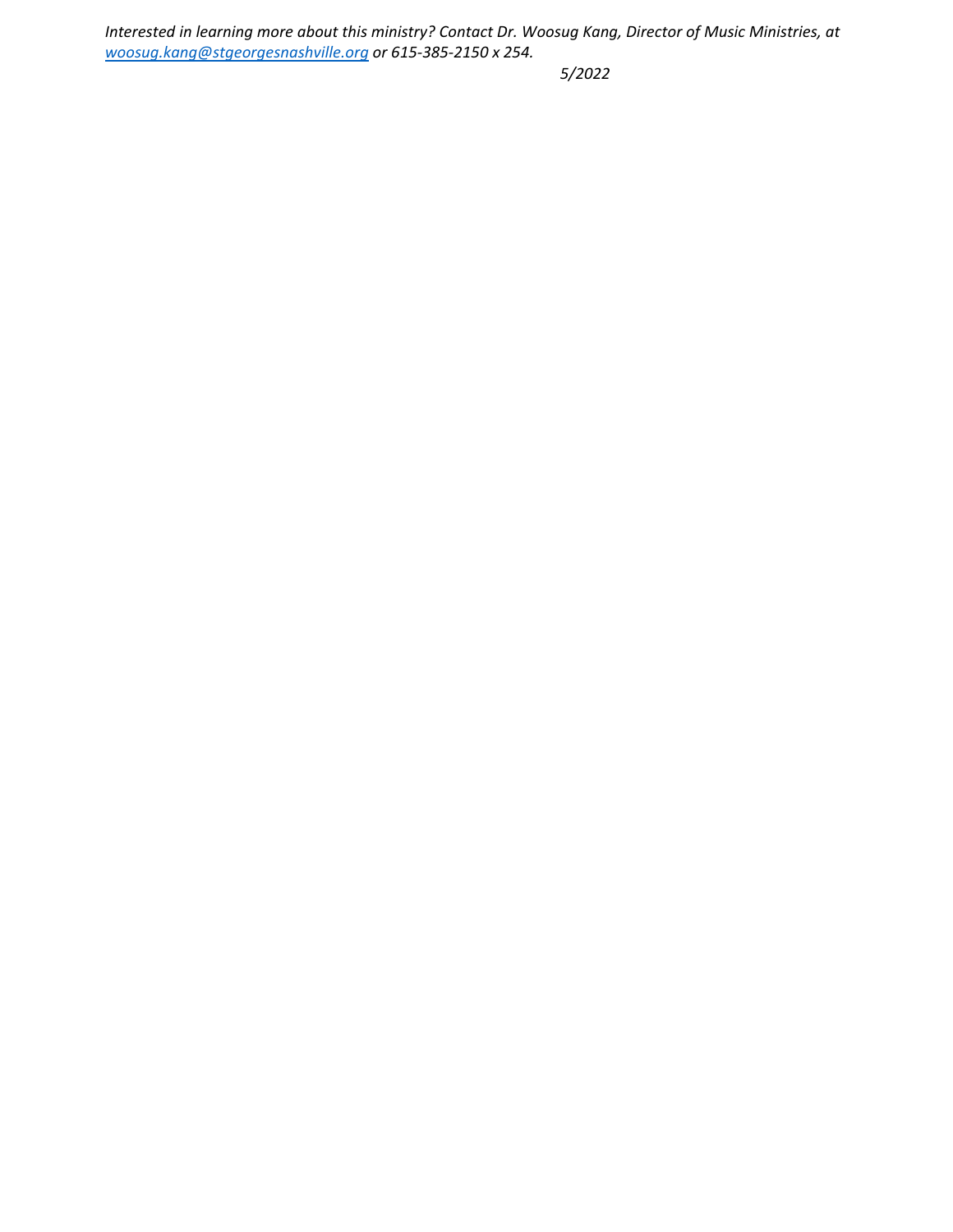*Interested in learning more about this ministry? Contact Dr. Woosug Kang, Director of Music Ministries, at [woosug.kang@stgeorgesnashville.org](mailto:woosug.kang@stgeorgesnashville.org) or 615-385-2150 x 254.*

*5/2022*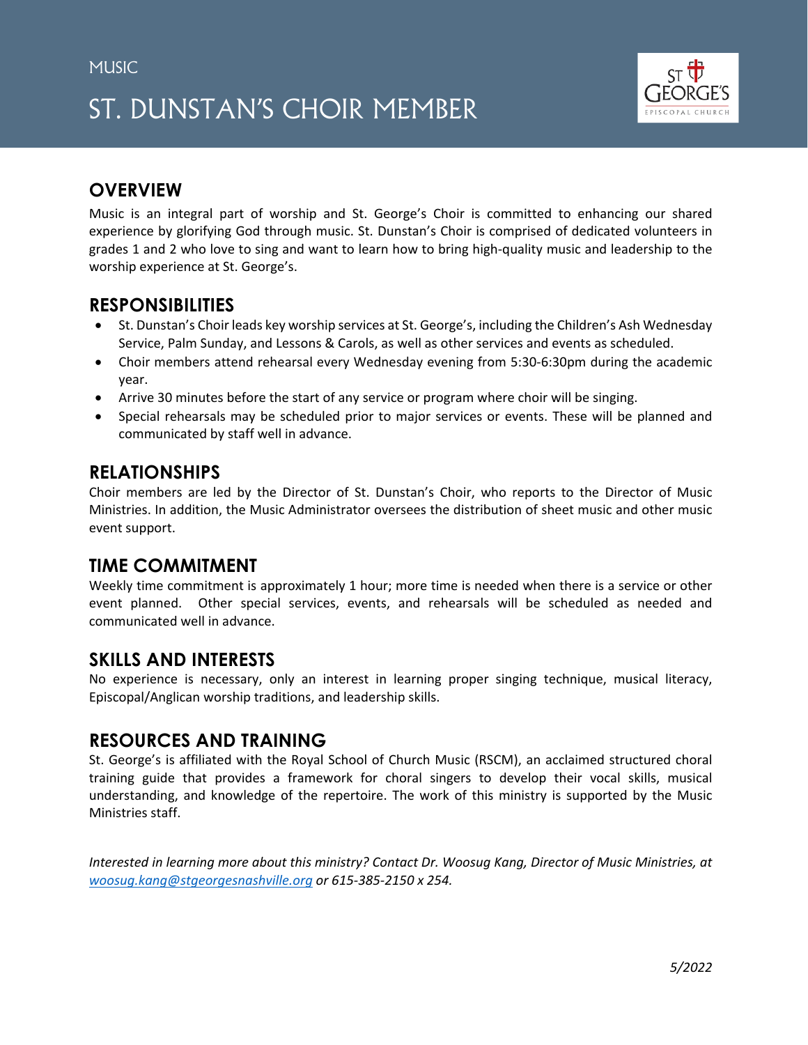MUSIC

# ST. DUNSTAN'S CHOIR MEMBER

## OVERVIEW

Music is an integral part of worship and St. George's Choir is committed to enhancing our shared experience by glorifying God through music. St. Dunstan's Choir is comprised of dedicated volunteers in grades 1 and 2 who love to sing and want to learn how to bring high-quality music and leadership to the worship experience at St. George's.

## RESPONSIBILITIES

- St. Dunstan's Choir leads key worship services at St. George's, including the Children's Ash Wednesday Service, Palm Sunday, and Lessons & Carols, as well as other services and events as scheduled.
- Choir members attend rehearsal every Wednesday evening from 5:30-6:30pm during the academic year.
- Arrive 30 minutes before the start of any service or program where choir will be singing.
- Special rehearsals may be scheduled prior to major services or events. These will be planned and communicated by staff well in advance.

## RELATIONSHIPS

Choir members are led by the Director of St. Dunstan's Choir, who reports to the Director of Music Ministries. In addition, the Music Administrator oversees the distribution of sheet music and other music event support.

## TIME COMMITMENT

Weekly time commitment is approximately 1 hour; more time is needed when there is a service or other event planned. Other special services, events, and rehearsals will be scheduled as needed and communicated well in advance.

## SKILLS AND INTERESTS

No experience is necessary, only an interest in learning proper singing technique, musical literacy, Episcopal/Anglican worship traditions, and leadership skills.

## RESOURCES AND TRAINING

St. George's is affiliated with the Royal School of Church Music (RSCM), an acclaimed structured choral training guide that provides a framework for choral singers to develop their vocal skills, musical understanding, and knowledge of the repertoire. The work of this ministry is supported by the Music Ministries staff.

*Interested in learning more about this ministry? Contact Dr. Woosug Kang, Director of Music Ministries, at woosug.kang@stgeorgesnashville.org or 615-385-2150 x 254.*

*5/2022*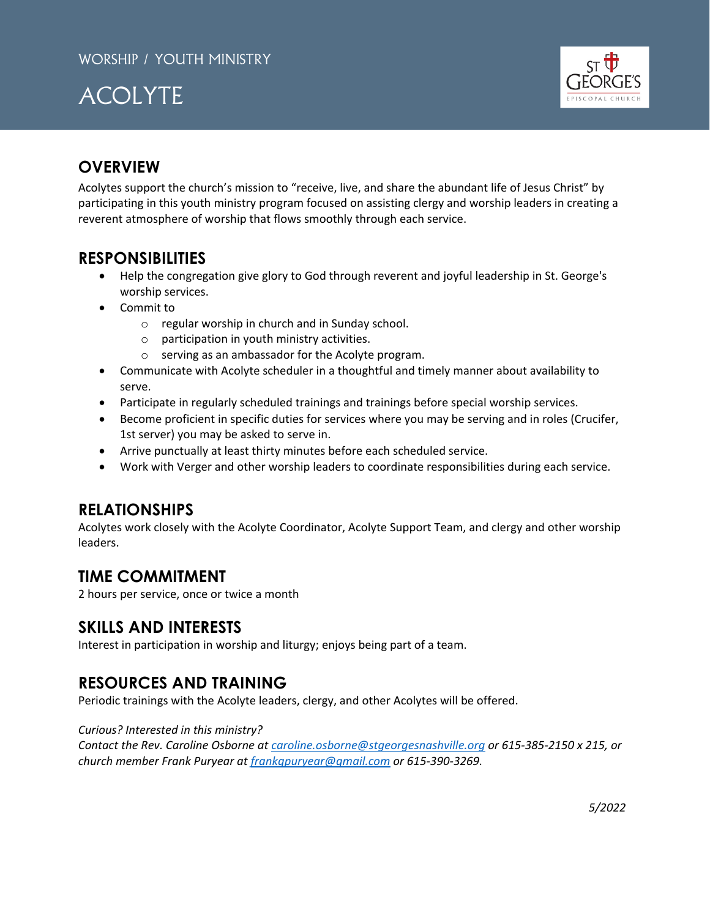WORSHIP / YOUTH MINISTRY

# ACOLYTE

## OVERVIEW

Acolytes support the church's mission to "receive, live, and share the abundant life of Jesus Christ" by participating in this youth ministry program focused on assisting clergy and worship leaders in creating a reverent atmosphere of worship that flows smoothly through each service.

## RESPONSIBILITIES

- Help the congregation give glory to God through reverent and joyful leadership in St. George's worship services.
- Commit to
  - regular worship in church and in Sunday school.
  - participation in youth ministry activities.
  - serving as an ambassador for the Acolyte program.
- Communicate with Acolyte scheduler in a thoughtful and timely manner about availability to serve.
- Participate in regularly scheduled trainings and trainings before special worship services.
- Become proficient in specific duties for services where you may be serving and in roles (Crucifer, 1st server) you may be asked to serve in.
- Arrive punctually at least thirty minutes before each scheduled service.
- Work with Verger and other worship leaders to coordinate responsibilities during each service.

## RELATIONSHIPS

Acolytes work closely with the Acolyte Coordinator, Acolyte Support Team, and clergy and other worship leaders.

## TIME COMMITMENT

2 hours per service, once or twice a month

## SKILLS AND INTERESTS

Interest in participation in worship and liturgy; enjoys being part of a team.

## RESOURCES AND TRAINING

Periodic trainings with the Acolyte leaders, clergy, and other Acolytes will be offered.

*Curious? Interested in this ministry?*
*Contact the Rev. Caroline Osborne at caroline.osborne@stgeorgesnashville.org or 615-385-2150 x 215, or church member Frank Puryear at frankgpuryear@gmail.com or 615-390-3269.*

*5/2022*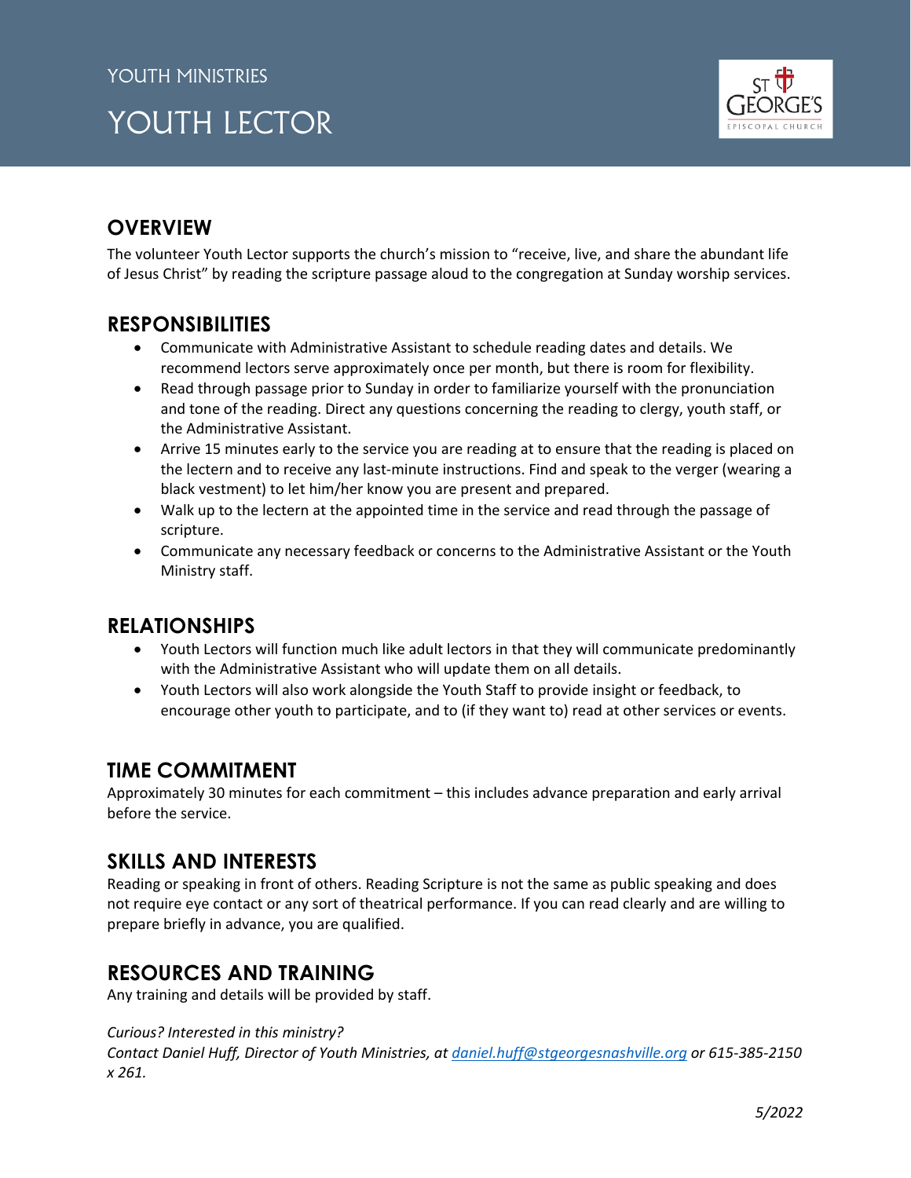YOUTH MINISTRIES

# YOUTH LECTOR

## OVERVIEW

The volunteer Youth Lector supports the church's mission to "receive, live, and share the abundant life of Jesus Christ" by reading the scripture passage aloud to the congregation at Sunday worship services.

## RESPONSIBILITIES

- Communicate with Administrative Assistant to schedule reading dates and details. We recommend lectors serve approximately once per month, but there is room for flexibility.
- Read through passage prior to Sunday in order to familiarize yourself with the pronunciation and tone of the reading. Direct any questions concerning the reading to clergy, youth staff, or the Administrative Assistant.
- Arrive 15 minutes early to the service you are reading at to ensure that the reading is placed on the lectern and to receive any last-minute instructions. Find and speak to the verger (wearing a black vestment) to let him/her know you are present and prepared.
- Walk up to the lectern at the appointed time in the service and read through the passage of scripture.
- Communicate any necessary feedback or concerns to the Administrative Assistant or the Youth Ministry staff.

## RELATIONSHIPS

- Youth Lectors will function much like adult lectors in that they will communicate predominantly with the Administrative Assistant who will update them on all details.
- Youth Lectors will also work alongside the Youth Staff to provide insight or feedback, to encourage other youth to participate, and to (if they want to) read at other services or events.

## TIME COMMITMENT

Approximately 30 minutes for each commitment – this includes advance preparation and early arrival before the service.

## SKILLS AND INTERESTS

Reading or speaking in front of others. Reading Scripture is not the same as public speaking and does not require eye contact or any sort of theatrical performance. If you can read clearly and are willing to prepare briefly in advance, you are qualified.

## RESOURCES AND TRAINING

Any training and details will be provided by staff.

*Curious? Interested in this ministry?*
*Contact Daniel Huff, Director of Youth Ministries, at [daniel.huff@stgeorgesnashville.org](mailto:daniel.huff@stgeorgesnashville.org) or 615-385-2150 x 261.*

*5/2022*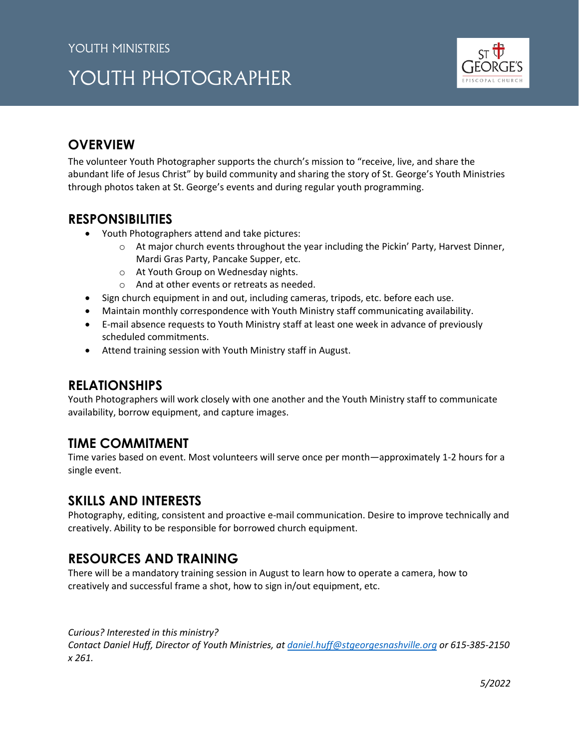YOUTH MINISTRIES

# YOUTH PHOTOGRAPHER

## OVERVIEW

The volunteer Youth Photographer supports the church's mission to "receive, live, and share the abundant life of Jesus Christ" by build community and sharing the story of St. George's Youth Ministries through photos taken at St. George's events and during regular youth programming.

## RESPONSIBILITIES

- Youth Photographers attend and take pictures:
  - At major church events throughout the year including the Pickin' Party, Harvest Dinner, Mardi Gras Party, Pancake Supper, etc.
  - At Youth Group on Wednesday nights.
  - And at other events or retreats as needed.
- Sign church equipment in and out, including cameras, tripods, etc. before each use.
- Maintain monthly correspondence with Youth Ministry staff communicating availability.
- E-mail absence requests to Youth Ministry staff at least one week in advance of previously scheduled commitments.
- Attend training session with Youth Ministry staff in August.

## RELATIONSHIPS

Youth Photographers will work closely with one another and the Youth Ministry staff to communicate availability, borrow equipment, and capture images.

## TIME COMMITMENT

Time varies based on event. Most volunteers will serve once per month—approximately 1-2 hours for a single event.

## SKILLS AND INTERESTS

Photography, editing, consistent and proactive e-mail communication. Desire to improve technically and creatively. Ability to be responsible for borrowed church equipment.

## RESOURCES AND TRAINING

There will be a mandatory training session in August to learn how to operate a camera, how to creatively and successful frame a shot, how to sign in/out equipment, etc.

*Curious? Interested in this ministry?*
*Contact Daniel Huff, Director of Youth Ministries, at [daniel.huff@stgeorgesnashville.org](mailto:daniel.huff@stgeorgesnashville.org) or 615-385-2150 x 261.*

*5/2022*